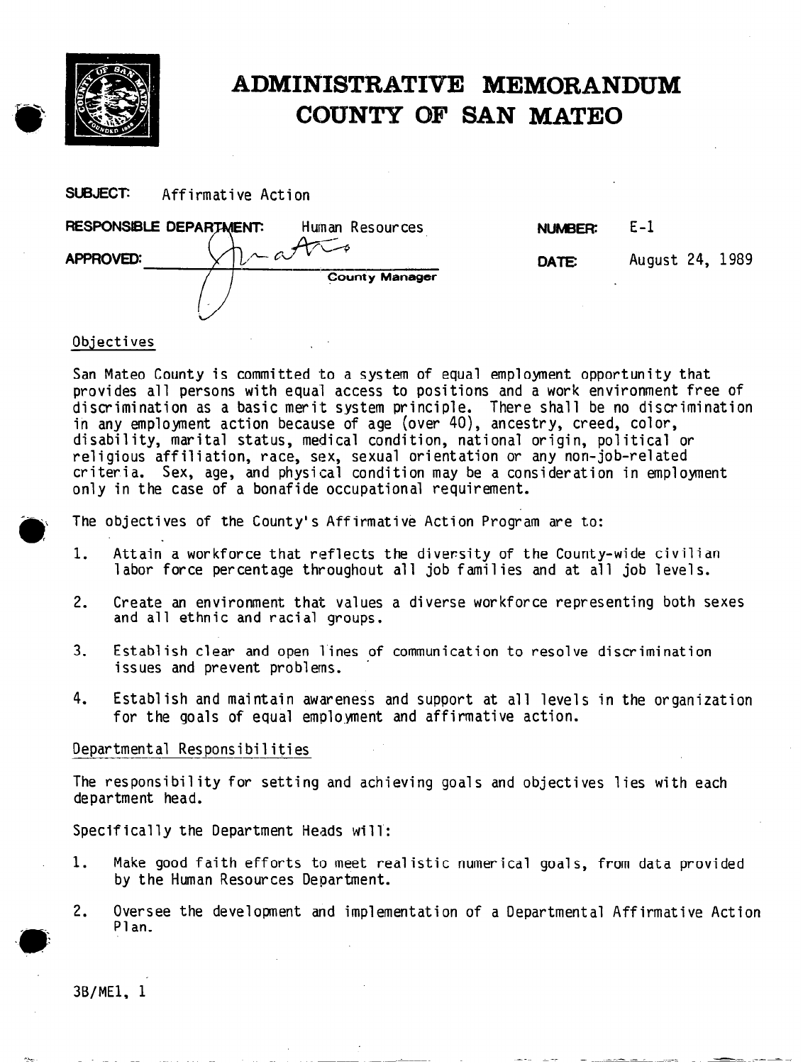# ADMINISTRATIVE MEMORANDUM
# COUNTY OF SAN MATEO

**SUBJECT:** Affirmative Action

**RESPONSIBLE DEPARTMENT:** Human Resources

**NUMBER:** E-1

**APPROVED:** ______________________ County Manager

**DATE:** August 24, 1989

## Objectives

San Mateo County is committed to a system of equal employment opportunity that provides all persons with equal access to positions and a work environment free of discrimination as a basic merit system principle. There shall be no discrimination in any employment action because of age (over 40), ancestry, creed, color, disability, marital status, medical condition, national origin, political or religious affiliation, race, sex, sexual orientation or any non-job-related criteria. Sex, age, and physical condition may be a consideration in employment only in the case of a bonafide occupational requirement.

The objectives of the County's Affirmative Action Program are to:

1. Attain a workforce that reflects the diversity of the County-wide civilian labor force percentage throughout all job families and at all job levels.
2. Create an environment that values a diverse workforce representing both sexes and all ethnic and racial groups.
3. Establish clear and open lines of communication to resolve discrimination issues and prevent problems.
4. Establish and maintain awareness and support at all levels in the organization for the goals of equal employment and affirmative action.

## Departmental Responsibilities

The responsibility for setting and achieving goals and objectives lies with each department head.

Specifically the Department Heads will:

1. Make good faith efforts to meet realistic numerical goals, from data provided by the Human Resources Department.
2. Oversee the development and implementation of a Departmental Affirmative Action Plan.

3B/ME1, 1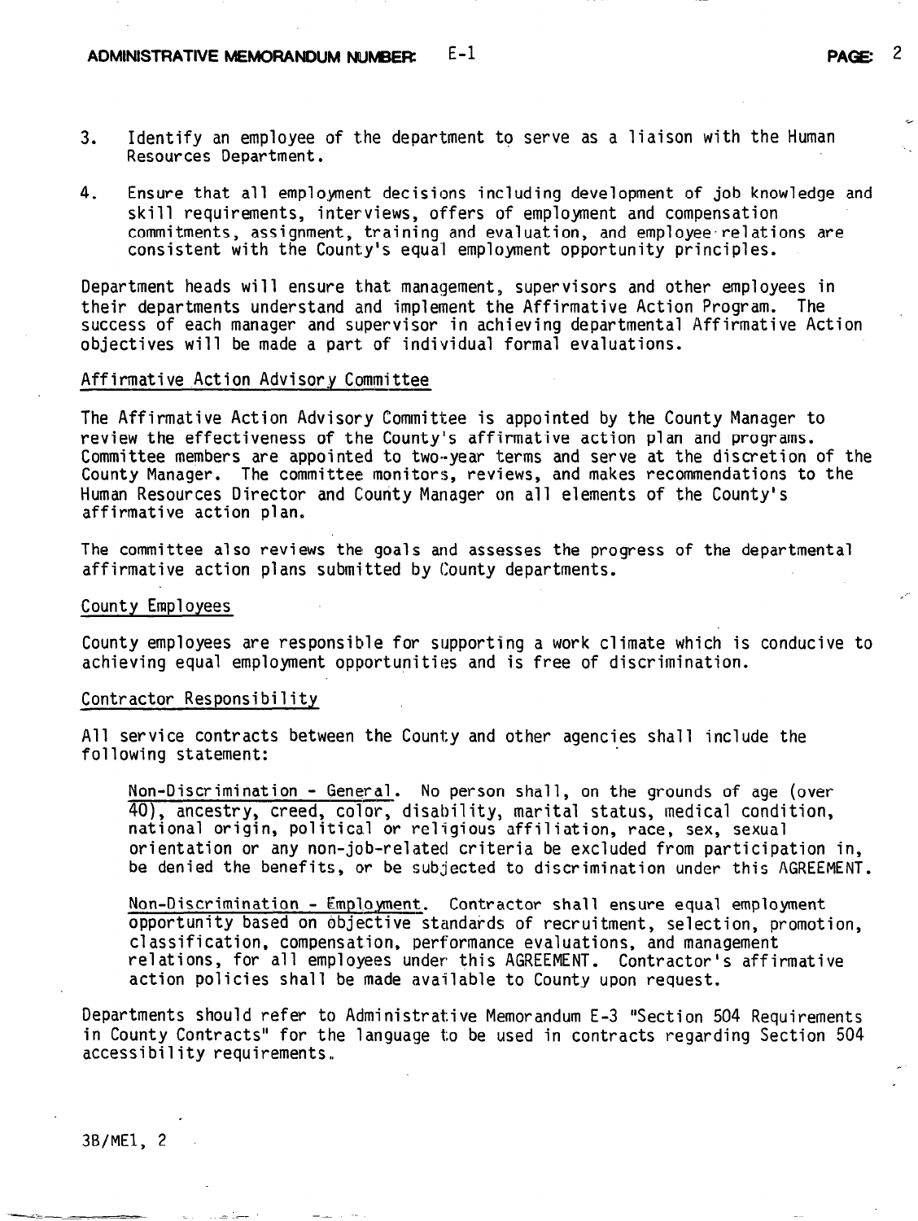3. Identify an employee of the department to serve as a liaison with the Human Resources Department.

4. Ensure that all employment decisions including development of job knowledge and skill requirements, interviews, offers of employment and compensation commitments, assignment, training and evaluation, and employee relations are consistent with the County's equal employment opportunity principles.

Department heads will ensure that management, supervisors and other employees in their departments understand and implement the Affirmative Action Program. The success of each manager and supervisor in achieving departmental Affirmative Action objectives will be made a part of individual formal evaluations.

Affirmative Action Advisory Committee

The Affirmative Action Advisory Committee is appointed by the County Manager to review the effectiveness of the County's affirmative action plan and programs. Committee members are appointed to two-year terms and serve at the discretion of the County Manager. The committee monitors, reviews, and makes recommendations to the Human Resources Director and County Manager on all elements of the County's affirmative action plan.

The committee also reviews the goals and assesses the progress of the departmental affirmative action plans submitted by County departments.

County Employees

County employees are responsible for supporting a work climate which is conducive to achieving equal employment opportunities and is free of discrimination.

Contractor Responsibility

All service contracts between the County and other agencies shall include the following statement:

> Non-Discrimination - General. No person shall, on the grounds of age (over 40), ancestry, creed, color, disability, marital status, medical condition, national origin, political or religious affiliation, race, sex, sexual orientation or any non-job-related criteria be excluded from participation in, be denied the benefits, or be subjected to discrimination under this AGREEMENT.
>
> Non-Discrimination - Employment. Contractor shall ensure equal employment opportunity based on objective standards of recruitment, selection, promotion, classification, compensation, performance evaluations, and management relations, for all employees under this AGREEMENT. Contractor's affirmative action policies shall be made available to County upon request.

Departments should refer to Administrative Memorandum E-3 "Section 504 Requirements in County Contracts" for the language to be used in contracts regarding Section 504 accessibility requirements.

3B/ME1, 2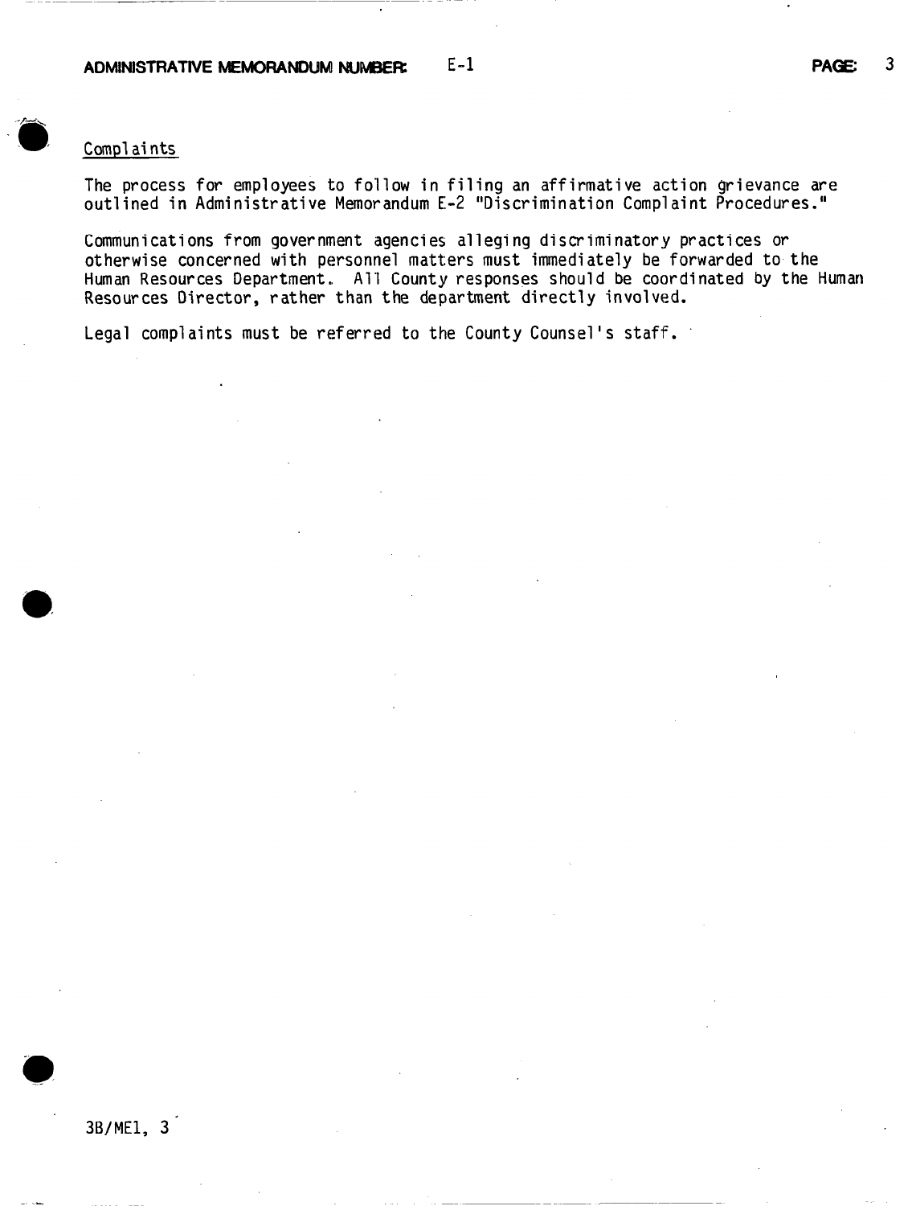Complaints

The process for employees to follow in filing an affirmative action grievance are outlined in Administrative Memorandum E-2 "Discrimination Complaint Procedures."

Communications from government agencies alleging discriminatory practices or otherwise concerned with personnel matters must immediately be forwarded to the Human Resources Department. All County responses should be coordinated by the Human Resources Director, rather than the department directly involved.

Legal complaints must be referred to the County Counsel's staff.

3B/ME1, 3